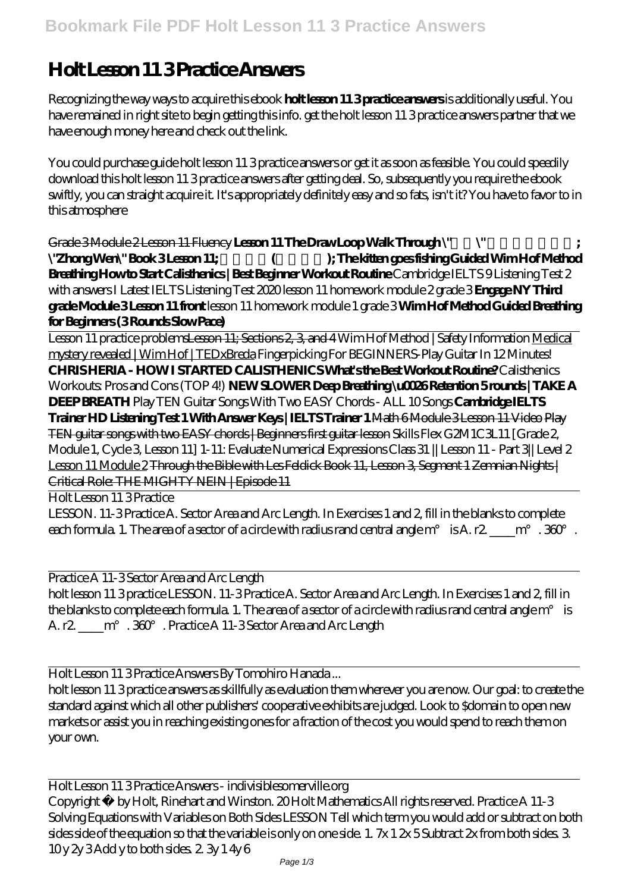# Holt Lesson 11 3 Practice Answers

Recognizing the way ways to acquire this ebook **holt lesson 11 3 practice answers** is additionally useful. You have remained in right site to begin getting this info. get the holt lesson 11 3 practice answers partner that we have enough money here and check out the link.

You could purchase guide holt lesson 11 3 practice answers or get it as soon as feasible. You could speedily download this holt lesson 11 3 practice answers after getting deal. So, subsequently you require the ebook swiftly, you can straight acquire it. It's appropriately definitely easy and so fats, isn't it? You have to favor to in this atmosphere

~~Grade 3 Module 2 Lesson 11 Fluency~~ **Lesson 11 The Draw Loop Walk Through \"Zhong Wen\" Book 3 Lesson 11; ( ); The kitten goes fishing Guided Wim Hof Method Breathing How to Start Calisthenics | Best Beginner Workout Routine** *Cambridge IELTS 9 Listening Test 2 with answers I Latest IELTS Listening Test 2020 lesson 11 homework module 2 grade 3* **Engage NY Third grade Module 3 Lesson 11 front** *lesson 11 homework module 1 grade 3* **Wim Hof Method Guided Breathing for Beginners (3 Rounds Slow Pace)**

Lesson 11 practice problems~~Lesson 11; Sections 2, 3, and 4~~ *Wim Hof Method | Safety Information* Medical mystery revealed | Wim Hof | TEDxBreda *Fingerpicking For BEGINNERS-Play Guitar In 12 Minutes!* **CHRIS HERIA - HOW I STARTED CALISTHENICS What's the Best Workout Routine?** *Calisthenics Workouts: Pros and Cons (TOP 4!)* **NEW SLOWER Deep Breathing \u0026 Retention 5 rounds | TAKE A DEEP BREATH** *Play TEN Guitar Songs With Two EASY Chords - ALL 10 Songs* **Cambridge IELTS Trainer HD Listening Test 1 With Answer Keys | IELTS Trainer 1** ~~Math 6 Module 3 Lesson 11 Video~~ ~~Play TEN guitar songs with two EASY chords | Beginners first guitar lesson~~ *Skills Flex G2M1C3L11 [Grade 2, Module 1, Cycle 3, Lesson 11] 1-11: Evaluate Numerical Expressions Class 31 || Lesson 11 - Part 3|| Level 2* Lesson 11 Module 2 ~~Through the Bible with Les Feldick Book 11, Lesson 3, Segment 1~~ ~~Zemnian Nights | Critical Role: THE MIGHTY NEIN | Episode 11~~

Holt Lesson 11 3 Practice

LESSON. 11-3 Practice A. Sector Area and Arc Length. In Exercises 1 and 2, fill in the blanks to complete each formula. 1. The area of a sector of a circle with radius rand central angle m° is A. r2. ____m°. 360°.

Practice A 11-3 Sector Area and Arc Length

holt lesson 11 3 practice LESSON. 11-3 Practice A. Sector Area and Arc Length. In Exercises 1 and 2, fill in the blanks to complete each formula. 1. The area of a sector of a circle with radius rand central angle m° is A. r2. ____m°. 360°. Practice A 11-3 Sector Area and Arc Length

Holt Lesson 11 3 Practice Answers By Tomohiro Hanada ...

holt lesson 11 3 practice answers as skillfully as evaluation them wherever you are now. Our goal: to create the standard against which all other publishers' cooperative exhibits are judged. Look to $domain to open new markets or assist you in reaching existing ones for a fraction of the cost you would spend to reach them on your own.

Holt Lesson 11 3 Practice Answers - indivisiblesomerville.org

Copyright © by Holt, Rinehart and Winston. 20 Holt Mathematics All rights reserved. Practice A 11-3 Solving Equations with Variables on Both Sides LESSON Tell which term you would add or subtract on both sides side of the equation so that the variable is only on one side. 1. 7x 1 2x 5 Subtract 2x from both sides. 3. 10 y 2y 3 Add y to both sides. 2. 3y 1 4y 6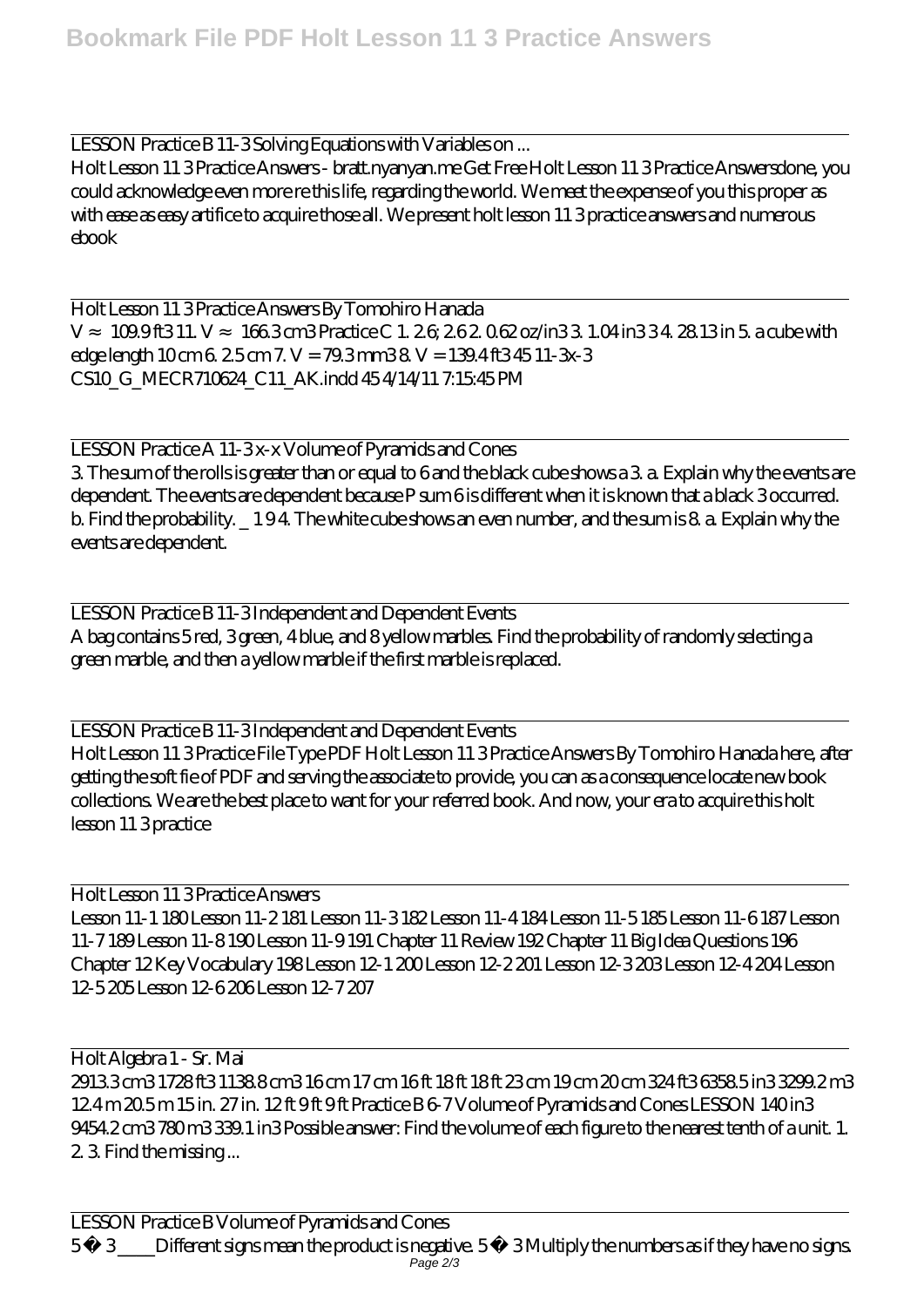LESSON Practice B 11-3 Solving Equations with Variables on ...

Holt Lesson 11 3 Practice Answers - bratt.nyanyan.me Get Free Holt Lesson 11 3 Practice Answersdone, you could acknowledge even more re this life, regarding the world. We meet the expense of you this proper as with ease as easy artifice to acquire those all. We present holt lesson 11 3 practice answers and numerous ebook

Holt Lesson 11 3 Practice Answers By Tomohiro Hanada

$V \approx$ 109.9 ft3 11. $V \approx$ 166.3 cm3 Practice C 1. 2.6; 2.6 2. 0.62 oz/in3 3. 1.04 in3 3 4. 28.13 in 5. a cube with edge length 10 cm 6. 2.5 cm 7. V = 79.3 mm3 8. V = 139.4 ft3 45 11-3x-3 CS10_G_MECR710624_C11_AK.indd 45 4/14/11 7:15:45 PM

LESSON Practice A 11-3 x-x Volume of Pyramids and Cones

3. The sum of the rolls is greater than or equal to 6 and the black cube shows a 3. a. Explain why the events are dependent. The events are dependent because P sum 6 is different when it is known that a black 3 occurred. b. Find the probability. _ 1 9 4. The white cube shows an even number, and the sum is 8. a. Explain why the events are dependent.

LESSON Practice B 11-3 Independent and Dependent Events

A bag contains 5 red, 3 green, 4 blue, and 8 yellow marbles. Find the probability of randomly selecting a green marble, and then a yellow marble if the first marble is replaced.

LESSON Practice B 11-3 Independent and Dependent Events

Holt Lesson 11 3 Practice File Type PDF Holt Lesson 11 3 Practice Answers By Tomohiro Hanada here, after getting the soft fie of PDF and serving the associate to provide, you can as a consequence locate new book collections. We are the best place to want for your referred book. And now, your era to acquire this holt lesson 11 3 practice

Holt Lesson 11 3 Practice Answers

Lesson 11-1 180 Lesson 11-2 181 Lesson 11-3 182 Lesson 11-4 184 Lesson 11-5 185 Lesson 11-6 187 Lesson 11-7 189 Lesson 11-8 190 Lesson 11-9 191 Chapter 11 Review 192 Chapter 11 Big Idea Questions 196 Chapter 12 Key Vocabulary 198 Lesson 12-1 200 Lesson 12-2 201 Lesson 12-3 203 Lesson 12-4 204 Lesson 12-5 205 Lesson 12-6 206 Lesson 12-7 207

Holt Algebra 1 - Sr. Mai

2913.3 cm3 1728 ft3 1138.8 cm3 16 cm 17 cm 16 ft 18 ft 18 ft 23 cm 19 cm 20 cm 324 ft3 6358.5 in3 3299.2 m3 12.4 m 20.5 m 15 in. 27 in. 12 ft 9 ft 9 ft Practice B 6-7 Volume of Pyramids and Cones LESSON 140 in3 9454.2 cm3 780 m3 339.1 in3 Possible answer: Find the volume of each figure to the nearest tenth of a unit. 1. 2. 3. Find the missing ...

LESSON Practice B Volume of Pyramids and Cones

5 · 3 ____Different signs mean the product is negative. 5 · 3 Multiply the numbers as if they have no signs.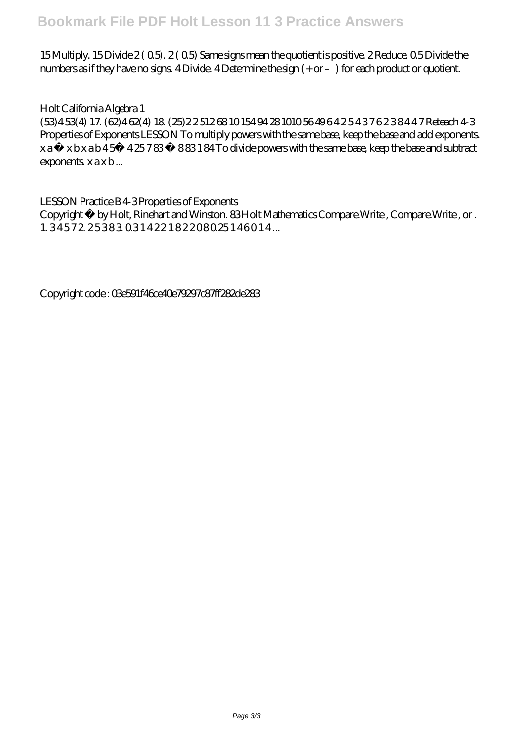15 Multiply. 15 Divide 2 ( 0.5). 2 ( 0.5) Same signs mean the quotient is positive. 2 Reduce. 0.5 Divide the numbers as if they have no signs. 4 Divide. 4 Determine the sign (+ or – ) for each product or quotient.

Holt California Algebra 1

(53)4 53(4) 17. (62)4 62(4) 18. (25)2 2 512 68 10 154 94 28 1010 56 49 6 4 2 5 4 3 7 6 2 3 8 4 4 7 Reteach 4-3 Properties of Exponents LESSON To multiply powers with the same base, keep the base and add exponents. x a · x b x a b 4 5 · 4 25 7 83 · 8 83 1 84 To divide powers with the same base, keep the base and subtract exponents. x a x b ...

LESSON Practice B 4-3 Properties of Exponents

Copyright © by Holt, Rinehart and Winston. 83 Holt Mathematics Compare.Write , Compare.Write , or . 1. 3 4 5 7 2. 2 5 3 8 3. 0.3 1 4 2 2 1 8 2 2 0 8 0.25 1 4 6 0 1 4 ...

Copyright code : 03e591f46ce40e79297c87ff282de283